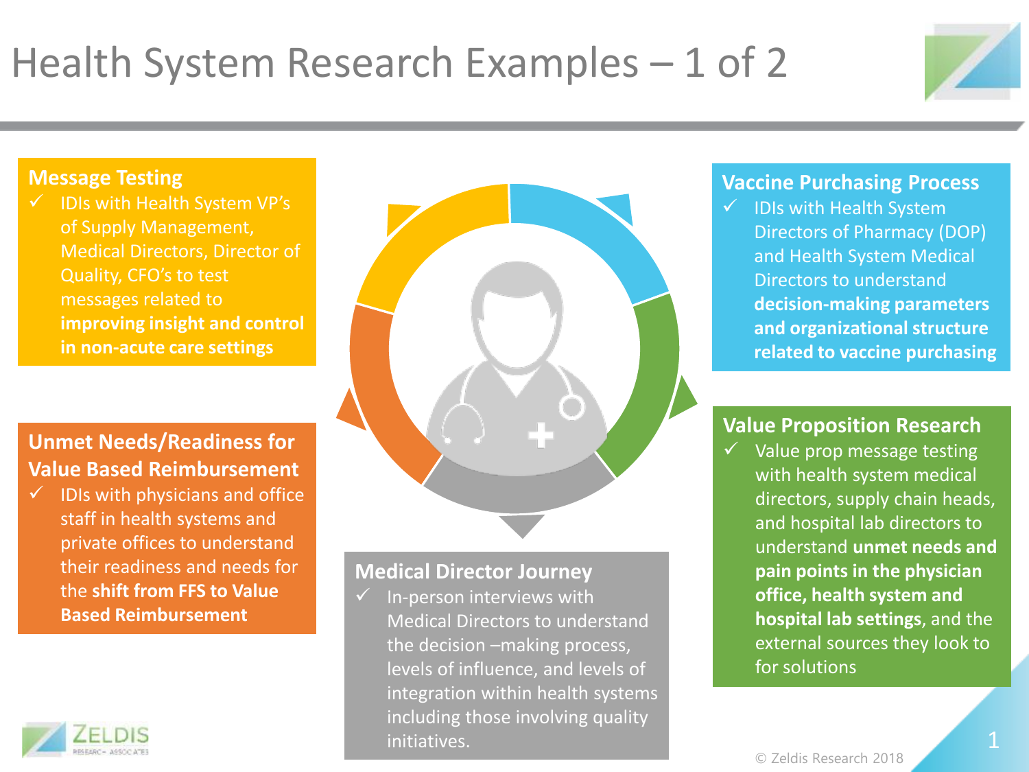# Health System Research Examples – 1 of 2

## Message Testing

- ✓ IDIs with Health System VP's of Supply Management, Medical Directors, Director of Quality, CFO's to test messages related to **improving insight and control in non-acute care settings**

## Vaccine Purchasing Process

- ✓ IDIs with Health System Directors of Pharmacy (DOP) and Health System Medical Directors to understand **decision-making parameters and organizational structure related to vaccine purchasing**

## Unmet Needs/Readiness for Value Based Reimbursement

- ✓ IDIs with physicians and office staff in health systems and private offices to understand their readiness and needs for the **shift from FFS to Value Based Reimbursement**

## Value Proposition Research

- ✓ Value prop message testing with health system medical directors, supply chain heads, and hospital lab directors to understand **unmet needs and pain points in the physician office, health system and hospital lab settings**, and the external sources they look to for solutions

## Medical Director Journey

- ✓ In-person interviews with Medical Directors to understand the decision –making process, levels of influence, and levels of integration within health systems including those involving quality initiatives.

© Zeldis Research 2018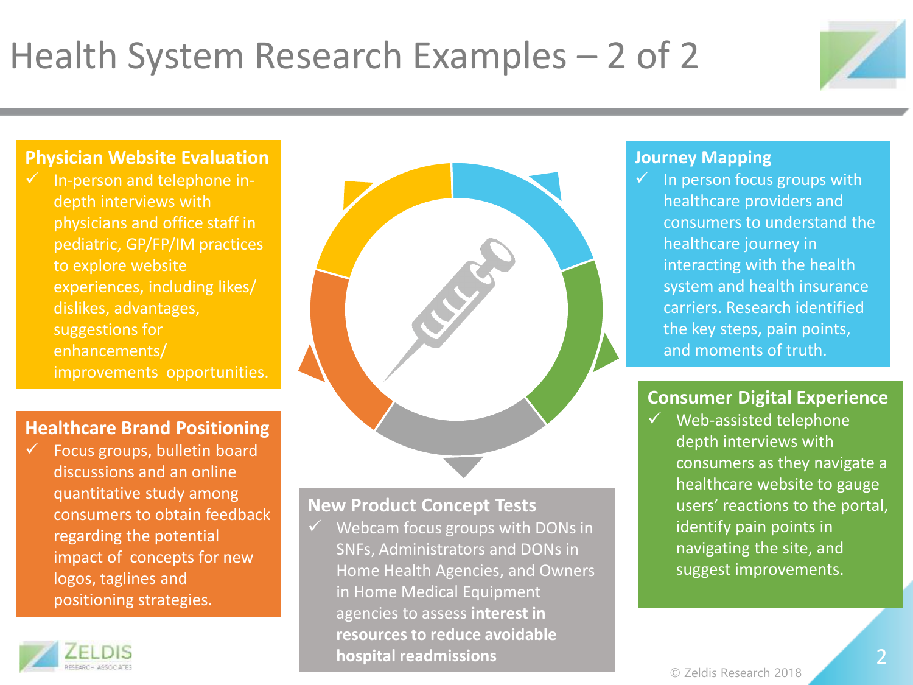# Health System Research Examples – 2 of 2

## Physician Website Evaluation

- ✓ In-person and telephone in-depth interviews with physicians and office staff in pediatric, GP/FP/IM practices to explore website experiences, including likes/ dislikes, advantages, suggestions for enhancements/ improvements opportunities.

## Healthcare Brand Positioning

- ✓ Focus groups, bulletin board discussions and an online quantitative study among consumers to obtain feedback regarding the potential impact of concepts for new logos, taglines and positioning strategies.

## New Product Concept Tests

- ✓ Webcam focus groups with DONs in SNFs, Administrators and DONs in Home Health Agencies, and Owners in Home Medical Equipment agencies to assess **interest in resources to reduce avoidable hospital readmissions**

## Journey Mapping

- ✓ In person focus groups with healthcare providers and consumers to understand the healthcare journey in interacting with the health system and health insurance carriers. Research identified the key steps, pain points, and moments of truth.

## Consumer Digital Experience

- ✓ Web-assisted telephone depth interviews with consumers as they navigate a healthcare website to gauge users' reactions to the portal, identify pain points in navigating the site, and suggest improvements.

© Zeldis Research 2018